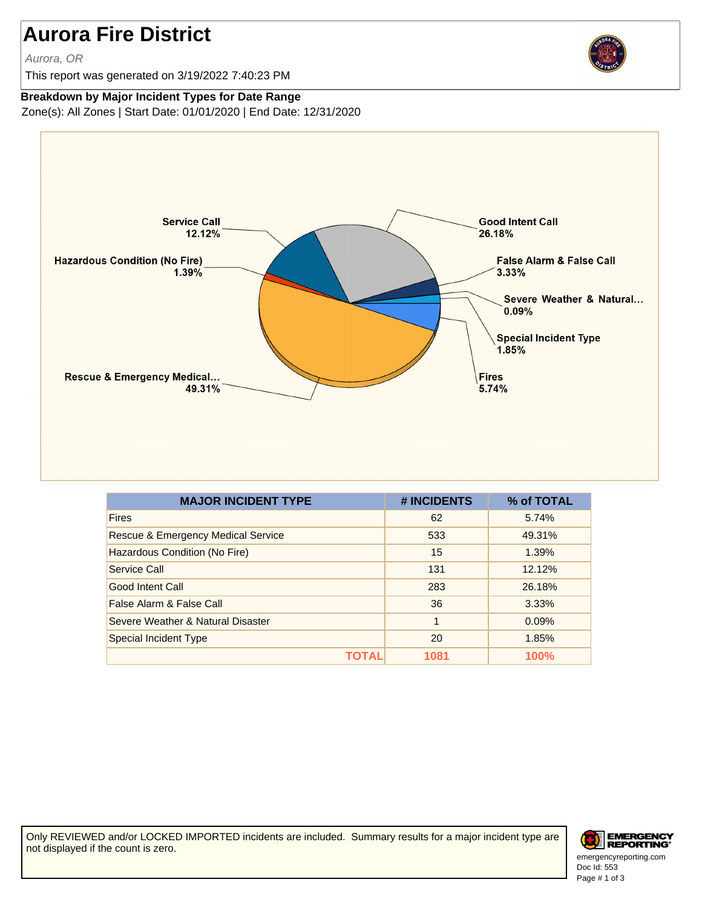# Aurora Fire District

*Aurora, OR*

This report was generated on 3/19/2022 7:40:23 PM

**Breakdown by Major Incident Types for Date Range**

Zone(s): All Zones | Start Date: 01/01/2020 | End Date: 12/31/2020

| MAJOR INCIDENT TYPE | # INCIDENTS | % of TOTAL |
|---|---|---|
| Fires | 62 | 5.74% |
| Rescue & Emergency Medical Service | 533 | 49.31% |
| Hazardous Condition (No Fire) | 15 | 1.39% |
| Service Call | 131 | 12.12% |
| Good Intent Call | 283 | 26.18% |
| False Alarm & False Call | 36 | 3.33% |
| Severe Weather & Natural Disaster | 1 | 0.09% |
| Special Incident Type | 20 | 1.85% |
| **TOTAL** | **1081** | **100%** |

Only REVIEWED and/or LOCKED IMPORTED incidents are included. Summary results for a major incident type are not displayed if the count is zero.

emergencyreporting.com
Doc Id: 553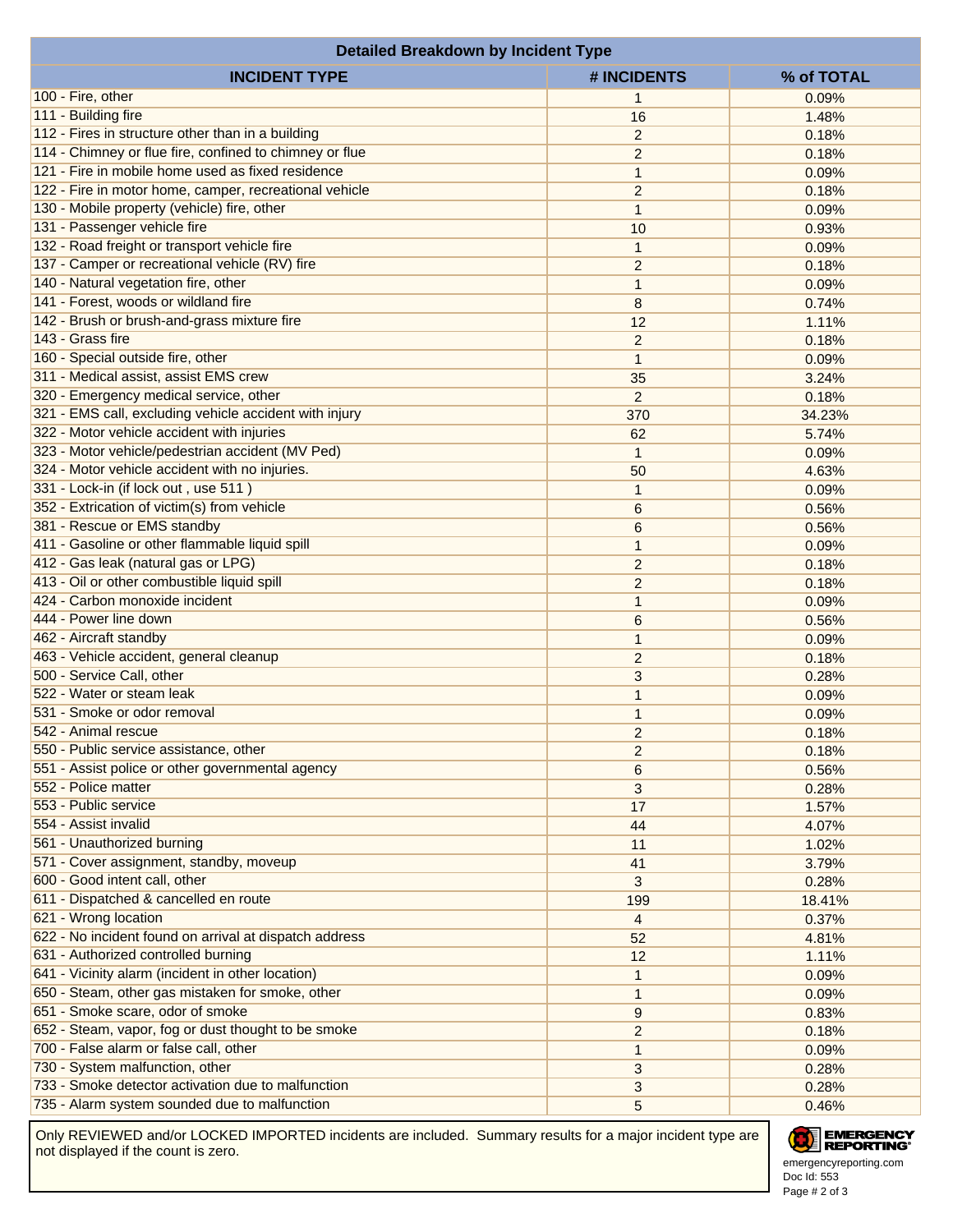| Detailed Breakdown by Incident Type | | |
|---|---|---|
| **INCIDENT TYPE** | **# INCIDENTS** | **% of TOTAL** |
| 100 - Fire, other | 1 | 0.09% |
| 111 - Building fire | 16 | 1.48% |
| 112 - Fires in structure other than in a building | 2 | 0.18% |
| 114 - Chimney or flue fire, confined to chimney or flue | 2 | 0.18% |
| 121 - Fire in mobile home used as fixed residence | 1 | 0.09% |
| 122 - Fire in motor home, camper, recreational vehicle | 2 | 0.18% |
| 130 - Mobile property (vehicle) fire, other | 1 | 0.09% |
| 131 - Passenger vehicle fire | 10 | 0.93% |
| 132 - Road freight or transport vehicle fire | 1 | 0.09% |
| 137 - Camper or recreational vehicle (RV) fire | 2 | 0.18% |
| 140 - Natural vegetation fire, other | 1 | 0.09% |
| 141 - Forest, woods or wildland fire | 8 | 0.74% |
| 142 - Brush or brush-and-grass mixture fire | 12 | 1.11% |
| 143 - Grass fire | 2 | 0.18% |
| 160 - Special outside fire, other | 1 | 0.09% |
| 311 - Medical assist, assist EMS crew | 35 | 3.24% |
| 320 - Emergency medical service, other | 2 | 0.18% |
| 321 - EMS call, excluding vehicle accident with injury | 370 | 34.23% |
| 322 - Motor vehicle accident with injuries | 62 | 5.74% |
| 323 - Motor vehicle/pedestrian accident (MV Ped) | 1 | 0.09% |
| 324 - Motor vehicle accident with no injuries. | 50 | 4.63% |
| 331 - Lock-in (if lock out , use 511 ) | 1 | 0.09% |
| 352 - Extrication of victim(s) from vehicle | 6 | 0.56% |
| 381 - Rescue or EMS standby | 6 | 0.56% |
| 411 - Gasoline or other flammable liquid spill | 1 | 0.09% |
| 412 - Gas leak (natural gas or LPG) | 2 | 0.18% |
| 413 - Oil or other combustible liquid spill | 2 | 0.18% |
| 424 - Carbon monoxide incident | 1 | 0.09% |
| 444 - Power line down | 6 | 0.56% |
| 462 - Aircraft standby | 1 | 0.09% |
| 463 - Vehicle accident, general cleanup | 2 | 0.18% |
| 500 - Service Call, other | 3 | 0.28% |
| 522 - Water or steam leak | 1 | 0.09% |
| 531 - Smoke or odor removal | 1 | 0.09% |
| 542 - Animal rescue | 2 | 0.18% |
| 550 - Public service assistance, other | 2 | 0.18% |
| 551 - Assist police or other governmental agency | 6 | 0.56% |
| 552 - Police matter | 3 | 0.28% |
| 553 - Public service | 17 | 1.57% |
| 554 - Assist invalid | 44 | 4.07% |
| 561 - Unauthorized burning | 11 | 1.02% |
| 571 - Cover assignment, standby, moveup | 41 | 3.79% |
| 600 - Good intent call, other | 3 | 0.28% |
| 611 - Dispatched & cancelled en route | 199 | 18.41% |
| 621 - Wrong location | 4 | 0.37% |
| 622 - No incident found on arrival at dispatch address | 52 | 4.81% |
| 631 - Authorized controlled burning | 12 | 1.11% |
| 641 - Vicinity alarm (incident in other location) | 1 | 0.09% |
| 650 - Steam, other gas mistaken for smoke, other | 1 | 0.09% |
| 651 - Smoke scare, odor of smoke | 9 | 0.83% |
| 652 - Steam, vapor, fog or dust thought to be smoke | 2 | 0.18% |
| 700 - False alarm or false call, other | 1 | 0.09% |
| 730 - System malfunction, other | 3 | 0.28% |
| 733 - Smoke detector activation due to malfunction | 3 | 0.28% |
| 735 - Alarm system sounded due to malfunction | 5 | 0.46% |

Only REVIEWED and/or LOCKED IMPORTED incidents are included. Summary results for a major incident type are not displayed if the count is zero.

EMERGENCY REPORTING
emergencyreporting.com
Doc Id: 553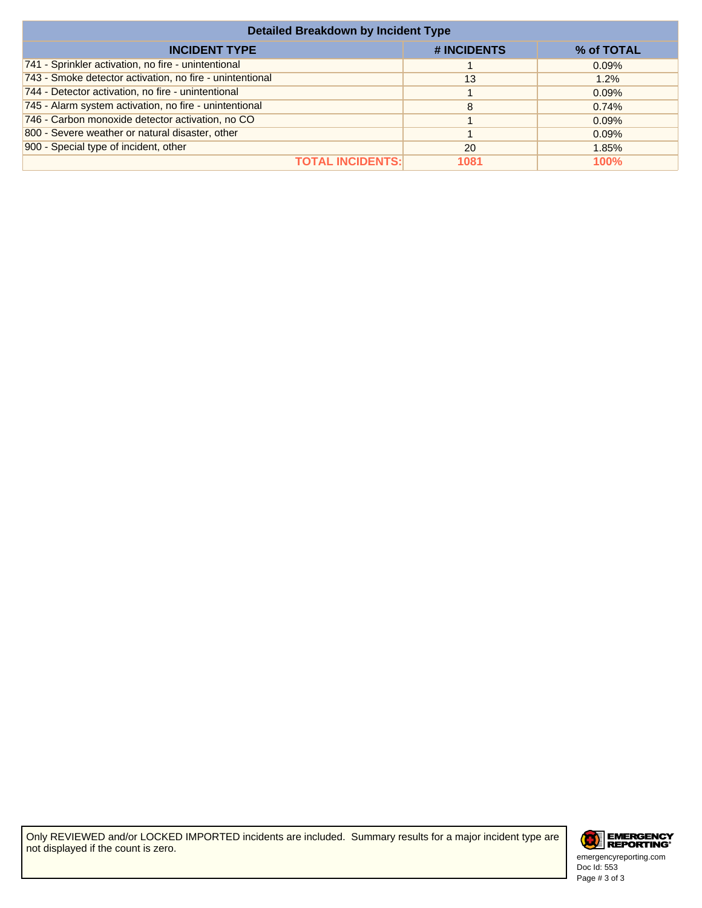| Detailed Breakdown by Incident Type | | |
|---|---|---|
| **INCIDENT TYPE** | **# INCIDENTS** | **% of TOTAL** |
| 741 - Sprinkler activation, no fire - unintentional | 1 | 0.09% |
| 743 - Smoke detector activation, no fire - unintentional | 13 | 1.2% |
| 744 - Detector activation, no fire - unintentional | 1 | 0.09% |
| 745 - Alarm system activation, no fire - unintentional | 8 | 0.74% |
| 746 - Carbon monoxide detector activation, no CO | 1 | 0.09% |
| 800 - Severe weather or natural disaster, other | 1 | 0.09% |
| 900 - Special type of incident, other | 20 | 1.85% |
| **TOTAL INCIDENTS:** | **1081** | **100%** |

Only REVIEWED and/or LOCKED IMPORTED incidents are included. Summary results for a major incident type are not displayed if the count is zero.

EMERGENCY REPORTING
emergencyreporting.com
Doc Id: 553